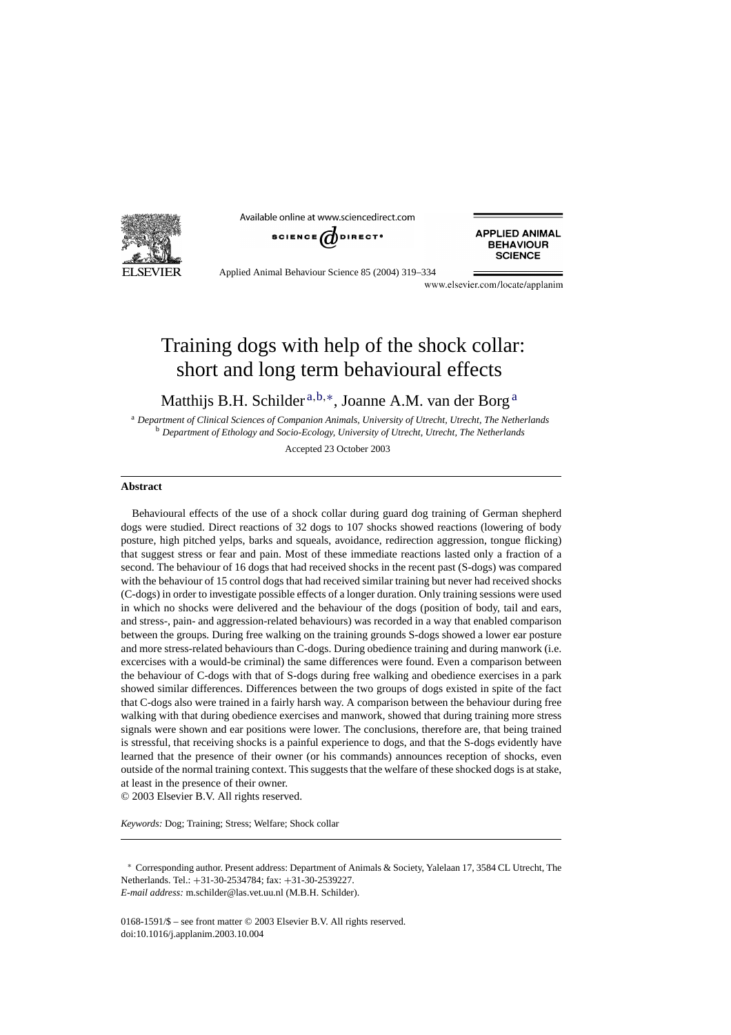# Training dogs with help of the shock collar: short and long term behavioural effects

Matthijs B.H. Schilder[a,b,*], Joanne A.M. van der Borg[a]

[a] *Department of Clinical Sciences of Companion Animals, University of Utrecht, Utrecht, The Netherlands*
[b] *Department of Ethology and Socio-Ecology, University of Utrecht, Utrecht, The Netherlands*

Accepted 23 October 2003

## Abstract

Behavioural effects of the use of a shock collar during guard dog training of German shepherd dogs were studied. Direct reactions of 32 dogs to 107 shocks showed reactions (lowering of body posture, high pitched yelps, barks and squeals, avoidance, redirection aggression, tongue flicking) that suggest stress or fear and pain. Most of these immediate reactions lasted only a fraction of a second. The behaviour of 16 dogs that had received shocks in the recent past (S-dogs) was compared with the behaviour of 15 control dogs that had received similar training but never had received shocks (C-dogs) in order to investigate possible effects of a longer duration. Only training sessions were used in which no shocks were delivered and the behaviour of the dogs (position of body, tail and ears, and stress-, pain- and aggression-related behaviours) was recorded in a way that enabled comparison between the groups. During free walking on the training grounds S-dogs showed a lower ear posture and more stress-related behaviours than C-dogs. During obedience training and during manwork (i.e. excercises with a would-be criminal) the same differences were found. Even a comparison between the behaviour of C-dogs with that of S-dogs during free walking and obedience exercises in a park showed similar differences. Differences between the two groups of dogs existed in spite of the fact that C-dogs also were trained in a fairly harsh way. A comparison between the behaviour during free walking with that during obedience exercises and manwork, showed that during training more stress signals were shown and ear positions were lower. The conclusions, therefore are, that being trained is stressful, that receiving shocks is a painful experience to dogs, and that the S-dogs evidently have learned that the presence of their owner (or his commands) announces reception of shocks, even outside of the normal training context. This suggests that the welfare of these shocked dogs is at stake, at least in the presence of their owner.

© 2003 Elsevier B.V. All rights reserved.

*Keywords:* Dog; Training; Stress; Welfare; Shock collar

---

\* Corresponding author. Present address: Department of Animals & Society, Yalelaan 17, 3584 CL Utrecht, The Netherlands. Tel.: +31-30-2534784; fax: +31-30-2539227.
*E-mail address:* m.schilder@las.vet.uu.nl (M.B.H. Schilder).

0168-1591/$ – see front matter © 2003 Elsevier B.V. All rights reserved.
doi:10.1016/j.applanim.2003.10.004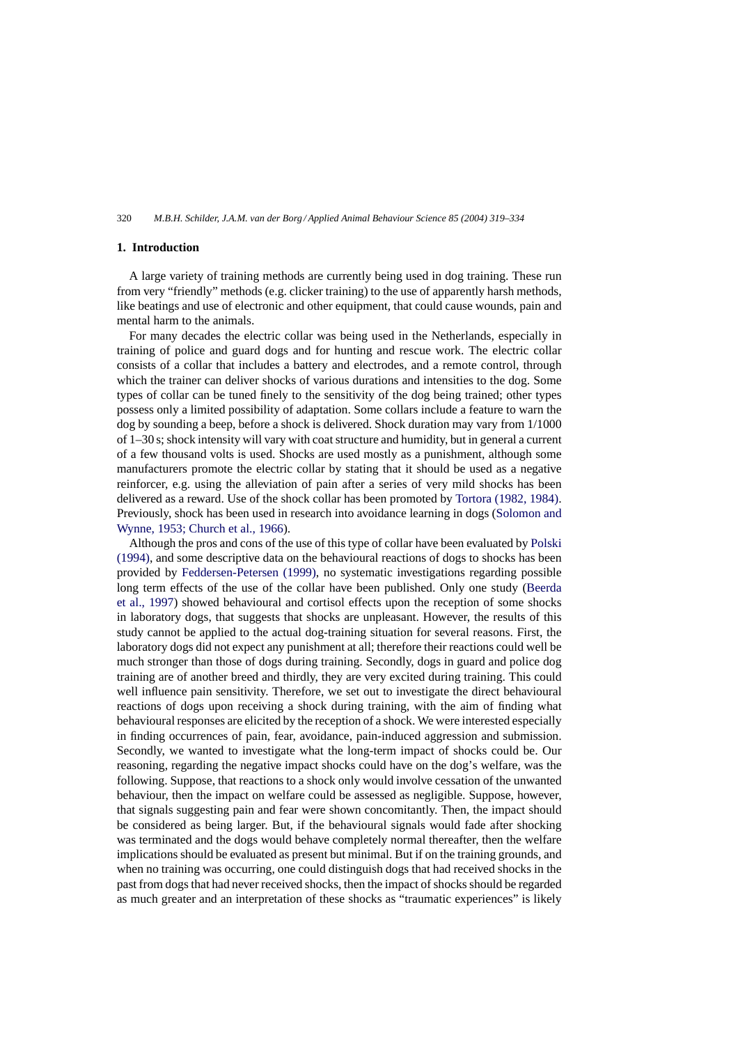## 1. Introduction

A large variety of training methods are currently being used in dog training. These run from very "friendly" methods (e.g. clicker training) to the use of apparently harsh methods, like beatings and use of electronic and other equipment, that could cause wounds, pain and mental harm to the animals.

For many decades the electric collar was being used in the Netherlands, especially in training of police and guard dogs and for hunting and rescue work. The electric collar consists of a collar that includes a battery and electrodes, and a remote control, through which the trainer can deliver shocks of various durations and intensities to the dog. Some types of collar can be tuned finely to the sensitivity of the dog being trained; other types possess only a limited possibility of adaptation. Some collars include a feature to warn the dog by sounding a beep, before a shock is delivered. Shock duration may vary from 1/1000 of 1–30 s; shock intensity will vary with coat structure and humidity, but in general a current of a few thousand volts is used. Shocks are used mostly as a punishment, although some manufacturers promote the electric collar by stating that it should be used as a negative reinforcer, e.g. using the alleviation of pain after a series of very mild shocks has been delivered as a reward. Use of the shock collar has been promoted by Tortora (1982, 1984). Previously, shock has been used in research into avoidance learning in dogs (Solomon and Wynne, 1953; Church et al., 1966).

Although the pros and cons of the use of this type of collar have been evaluated by Polski (1994), and some descriptive data on the behavioural reactions of dogs to shocks has been provided by Feddersen-Petersen (1999), no systematic investigations regarding possible long term effects of the use of the collar have been published. Only one study (Beerda et al., 1997) showed behavioural and cortisol effects upon the reception of some shocks in laboratory dogs, that suggests that shocks are unpleasant. However, the results of this study cannot be applied to the actual dog-training situation for several reasons. First, the laboratory dogs did not expect any punishment at all; therefore their reactions could well be much stronger than those of dogs during training. Secondly, dogs in guard and police dog training are of another breed and thirdly, they are very excited during training. This could well influence pain sensitivity. Therefore, we set out to investigate the direct behavioural reactions of dogs upon receiving a shock during training, with the aim of finding what behavioural responses are elicited by the reception of a shock. We were interested especially in finding occurrences of pain, fear, avoidance, pain-induced aggression and submission. Secondly, we wanted to investigate what the long-term impact of shocks could be. Our reasoning, regarding the negative impact shocks could have on the dog's welfare, was the following. Suppose, that reactions to a shock only would involve cessation of the unwanted behaviour, then the impact on welfare could be assessed as negligible. Suppose, however, that signals suggesting pain and fear were shown concomitantly. Then, the impact should be considered as being larger. But, if the behavioural signals would fade after shocking was terminated and the dogs would behave completely normal thereafter, then the welfare implications should be evaluated as present but minimal. But if on the training grounds, and when no training was occurring, one could distinguish dogs that had received shocks in the past from dogs that had never received shocks, then the impact of shocks should be regarded as much greater and an interpretation of these shocks as "traumatic experiences" is likely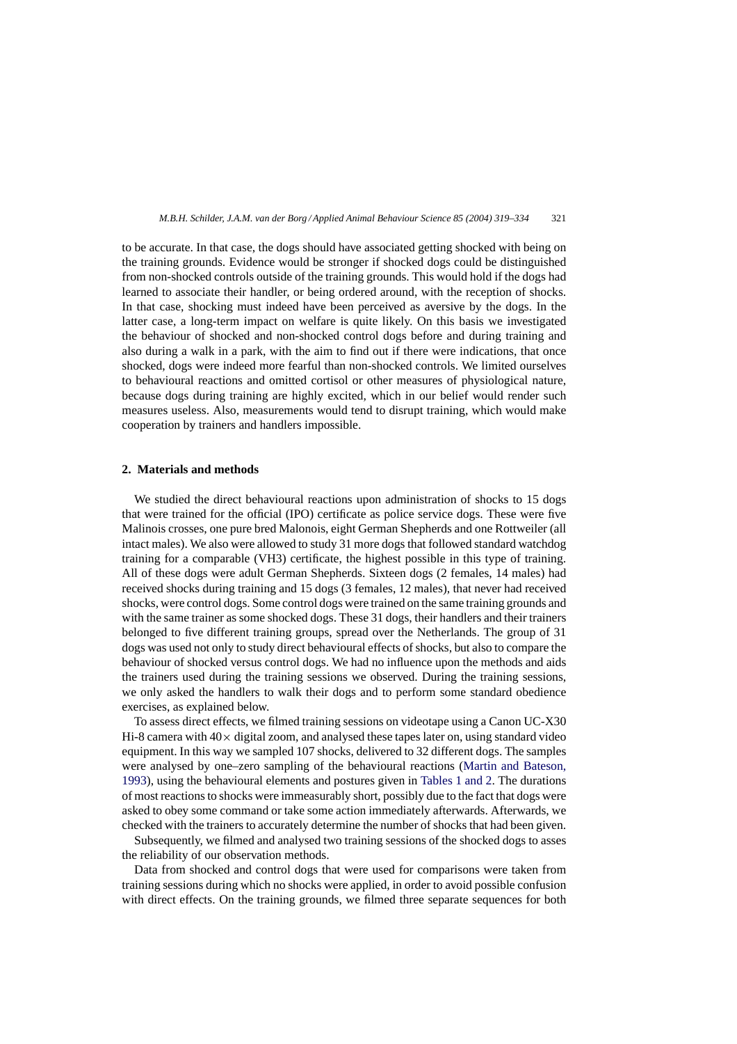to be accurate. In that case, the dogs should have associated getting shocked with being on the training grounds. Evidence would be stronger if shocked dogs could be distinguished from non-shocked controls outside of the training grounds. This would hold if the dogs had learned to associate their handler, or being ordered around, with the reception of shocks. In that case, shocking must indeed have been perceived as aversive by the dogs. In the latter case, a long-term impact on welfare is quite likely. On this basis we investigated the behaviour of shocked and non-shocked control dogs before and during training and also during a walk in a park, with the aim to find out if there were indications, that once shocked, dogs were indeed more fearful than non-shocked controls. We limited ourselves to behavioural reactions and omitted cortisol or other measures of physiological nature, because dogs during training are highly excited, which in our belief would render such measures useless. Also, measurements would tend to disrupt training, which would make cooperation by trainers and handlers impossible.

## 2. Materials and methods

We studied the direct behavioural reactions upon administration of shocks to 15 dogs that were trained for the official (IPO) certificate as police service dogs. These were five Malinois crosses, one pure bred Malonois, eight German Shepherds and one Rottweiler (all intact males). We also were allowed to study 31 more dogs that followed standard watchdog training for a comparable (VH3) certificate, the highest possible in this type of training. All of these dogs were adult German Shepherds. Sixteen dogs (2 females, 14 males) had received shocks during training and 15 dogs (3 females, 12 males), that never had received shocks, were control dogs. Some control dogs were trained on the same training grounds and with the same trainer as some shocked dogs. These 31 dogs, their handlers and their trainers belonged to five different training groups, spread over the Netherlands. The group of 31 dogs was used not only to study direct behavioural effects of shocks, but also to compare the behaviour of shocked versus control dogs. We had no influence upon the methods and aids the trainers used during the training sessions we observed. During the training sessions, we only asked the handlers to walk their dogs and to perform some standard obedience exercises, as explained below.

To assess direct effects, we filmed training sessions on videotape using a Canon UC-X30 Hi-8 camera with 40× digital zoom, and analysed these tapes later on, using standard video equipment. In this way we sampled 107 shocks, delivered to 32 different dogs. The samples were analysed by one–zero sampling of the behavioural reactions (Martin and Bateson, 1993), using the behavioural elements and postures given in Tables 1 and 2. The durations of most reactions to shocks were immeasurably short, possibly due to the fact that dogs were asked to obey some command or take some action immediately afterwards. Afterwards, we checked with the trainers to accurately determine the number of shocks that had been given.

Subsequently, we filmed and analysed two training sessions of the shocked dogs to asses the reliability of our observation methods.

Data from shocked and control dogs that were used for comparisons were taken from training sessions during which no shocks were applied, in order to avoid possible confusion with direct effects. On the training grounds, we filmed three separate sequences for both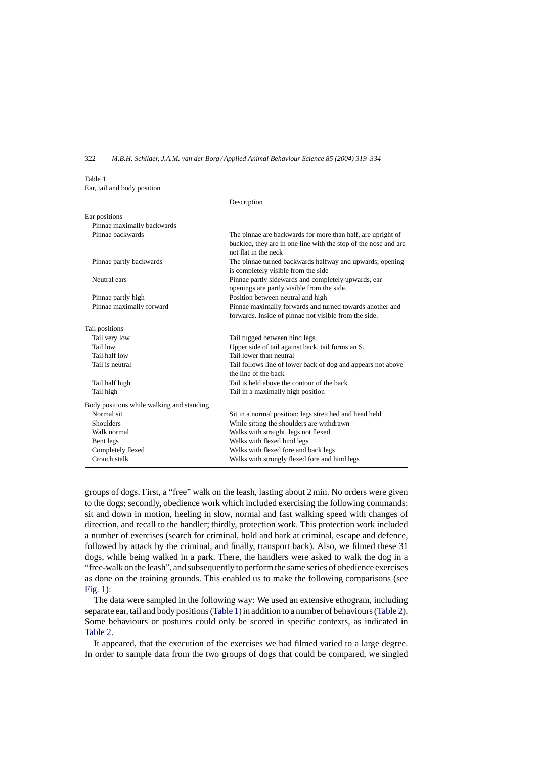Table 1
Ear, tail and body position

| | Description |
|---|---|
| Ear positions | |
| Pinnae maximally backwards | |
| Pinnae backwards | The pinnae are backwards for more than half, are upright of buckled, they are in one line with the stop of the nose and are not flat in the neck |
| Pinnae partly backwards | The pinnae turned backwards halfway and upwards; opening is completely visible from the side |
| Neutral ears | Pinnae partly sidewards and completely upwards, ear openings are partly visible from the side. |
| Pinnae partly high | Position between neutral and high |
| Pinnae maximally forward | Pinnae maximally forwards and turned towards another and forwards. Inside of pinnae not visible from the side. |
| Tail positions | |
| Tail very low | Tail tugged between hind legs |
| Tail low | Upper side of tail against back, tail forms an S. |
| Tail half low | Tail lower than neutral |
| Tail is neutral | Tail follows line of lower back of dog and appears not above the line of the back |
| Tail half high | Tail is held above the contour of the back |
| Tail high | Tail in a maximally high position |
| Body positions while walking and standing | |
| Normal sit | Sit in a normal position: legs stretched and head held |
| Shoulders | While sitting the shoulders are withdrawn |
| Walk normal | Walks with straight, legs not flexed |
| Bent legs | Walks with flexed hind legs |
| Completely flexed | Walks with flexed fore and back legs |
| Crouch stalk | Walks with strongly flexed fore and hind legs |

groups of dogs. First, a "free" walk on the leash, lasting about 2 min. No orders were given to the dogs; secondly, obedience work which included exercising the following commands: sit and down in motion, heeling in slow, normal and fast walking speed with changes of direction, and recall to the handler; thirdly, protection work. This protection work included a number of exercises (search for criminal, hold and bark at criminal, escape and defence, followed by attack by the criminal, and finally, transport back). Also, we filmed these 31 dogs, while being walked in a park. There, the handlers were asked to walk the dog in a "free-walk on the leash", and subsequently to perform the same series of obedience exercises as done on the training grounds. This enabled us to make the following comparisons (see Fig. 1):

The data were sampled in the following way: We used an extensive ethogram, including separate ear, tail and body positions (Table 1) in addition to a number of behaviours (Table 2). Some behaviours or postures could only be scored in specific contexts, as indicated in Table 2.

It appeared, that the execution of the exercises we had filmed varied to a large degree. In order to sample data from the two groups of dogs that could be compared, we singled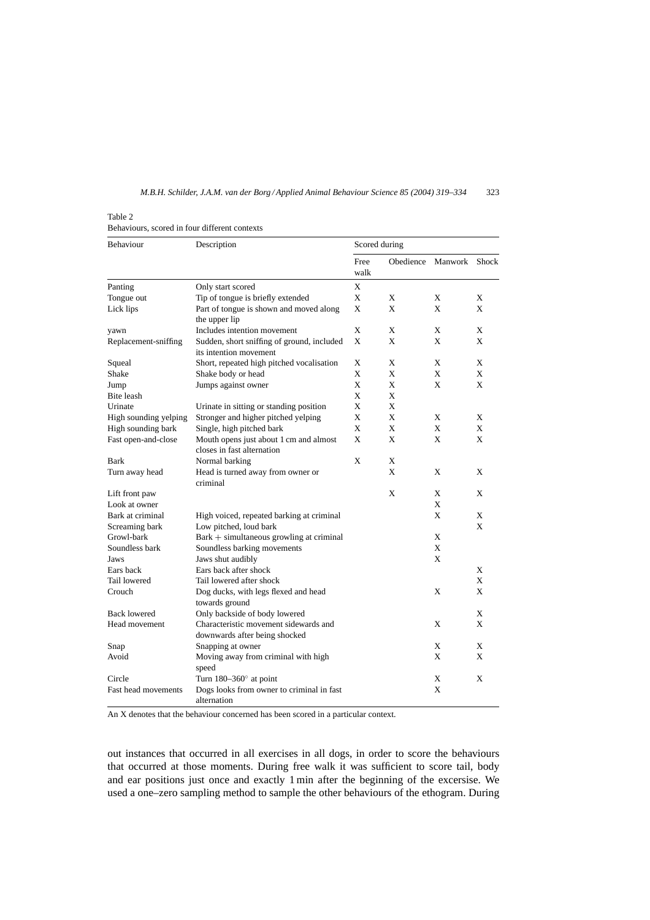Table 2
Behaviours, scored in four different contexts

| Behaviour | Description | Scored during | | | |
|---|---|---|---|---|---|
| | | Free walk | Obedience | Manwork | Shock |
| Panting | Only start scored | X | | | |
| Tongue out | Tip of tongue is briefly extended | X | X | X | X |
| Lick lips | Part of tongue is shown and moved along the upper lip | X | X | X | X |
| yawn | Includes intention movement | X | X | X | X |
| Replacement-sniffing | Sudden, short sniffing of ground, included its intention movement | X | X | X | X |
| Squeal | Short, repeated high pitched vocalisation | X | X | X | X |
| Shake | Shake body or head | X | X | X | X |
| Jump | Jumps against owner | X | X | X | X |
| Bite leash | | X | X | | |
| Urinate | Urinate in sitting or standing position | X | X | | |
| High sounding yelping | Stronger and higher pitched yelping | X | X | X | X |
| High sounding bark | Single, high pitched bark | X | X | X | X |
| Fast open-and-close | Mouth opens just about 1 cm and almost closes in fast alternation | X | X | X | X |
| Bark | Normal barking | X | X | | |
| Turn away head | Head is turned away from owner or criminal | | X | X | X |
| Lift front paw | | | X | X | X |
| Look at owner | | | | X | |
| Bark at criminal | High voiced, repeated barking at criminal | | | X | X |
| Screaming bark | Low pitched, loud bark | | | | X |
| Growl-bark | Bark + simultaneous growling at criminal | | | X | |
| Soundless bark | Soundless barking movements | | | X | |
| Jaws | Jaws shut audibly | | | X | |
| Ears back | Ears back after shock | | | | X |
| Tail lowered | Tail lowered after shock | | | | X |
| Crouch | Dog ducks, with legs flexed and head towards ground | | | X | X |
| Back lowered | Only backside of body lowered | | | | X |
| Head movement | Characteristic movement sidewards and downwards after being shocked | | | X | X |
| Snap | Snapping at owner | | | X | X |
| Avoid | Moving away from criminal with high speed | | | X | X |
| Circle | Turn 180–360° at point | | | X | X |
| Fast head movements | Dogs looks from owner to criminal in fast alternation | | | X | |

An X denotes that the behaviour concerned has been scored in a particular context.

out instances that occurred in all exercises in all dogs, in order to score the behaviours that occurred at those moments. During free walk it was sufficient to score tail, body and ear positions just once and exactly 1 min after the beginning of the excersise. We used a one–zero sampling method to sample the other behaviours of the ethogram. During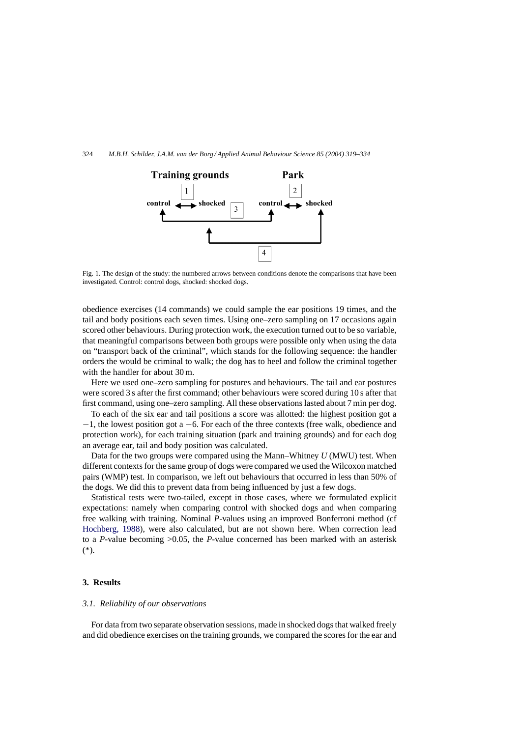Fig. 1. The design of the study: the numbered arrows between conditions denote the comparisons that have been investigated. Control: control dogs, shocked: shocked dogs.

obedience exercises (14 commands) we could sample the ear positions 19 times, and the tail and body positions each seven times. Using one–zero sampling on 17 occasions again scored other behaviours. During protection work, the execution turned out to be so variable, that meaningful comparisons between both groups were possible only when using the data on "transport back of the criminal", which stands for the following sequence: the handler orders the would be criminal to walk; the dog has to heel and follow the criminal together with the handler for about 30 m.

Here we used one–zero sampling for postures and behaviours. The tail and ear postures were scored 3 s after the first command; other behaviours were scored during 10 s after that first command, using one–zero sampling. All these observations lasted about 7 min per dog.

To each of the six ear and tail positions a score was allotted: the highest position got a −1, the lowest position got a −6. For each of the three contexts (free walk, obedience and protection work), for each training situation (park and training grounds) and for each dog an average ear, tail and body position was calculated.

Data for the two groups were compared using the Mann–Whitney *U* (MWU) test. When different contexts for the same group of dogs were compared we used the Wilcoxon matched pairs (WMP) test. In comparison, we left out behaviours that occurred in less than 50% of the dogs. We did this to prevent data from being influenced by just a few dogs.

Statistical tests were two-tailed, except in those cases, where we formulated explicit expectations: namely when comparing control with shocked dogs and when comparing free walking with training. Nominal *P*-values using an improved Bonferroni method (cf Hochberg, 1988), were also calculated, but are not shown here. When correction lead to a *P*-value becoming $>0.05$, the *P*-value concerned has been marked with an asterisk (*).

## 3. Results

### *3.1. Reliability of our observations*

For data from two separate observation sessions, made in shocked dogs that walked freely and did obedience exercises on the training grounds, we compared the scores for the ear and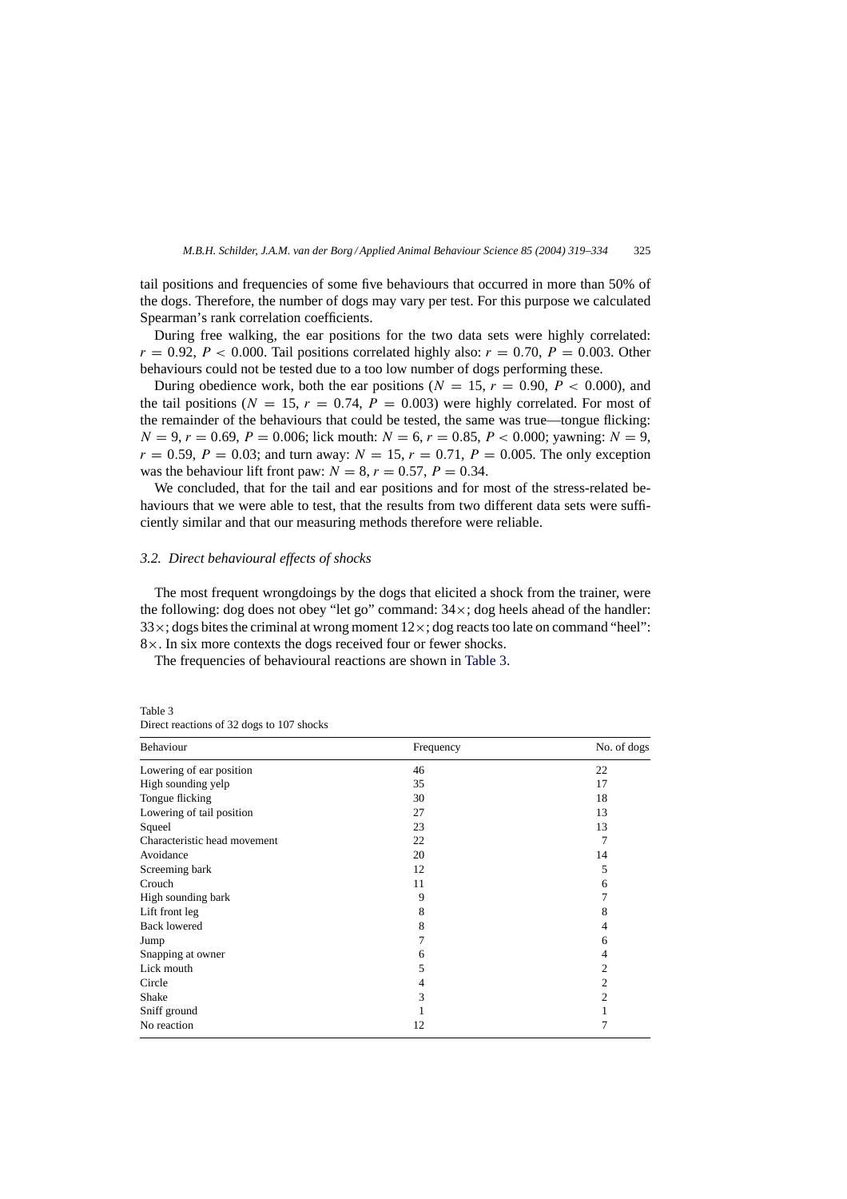tail positions and frequencies of some five behaviours that occurred in more than 50% of the dogs. Therefore, the number of dogs may vary per test. For this purpose we calculated Spearman's rank correlation coefficients.

During free walking, the ear positions for the two data sets were highly correlated: $r = 0.92$, $P < 0.000$. Tail positions correlated highly also: $r = 0.70$, $P = 0.003$. Other behaviours could not be tested due to a too low number of dogs performing these.

During obedience work, both the ear positions ($N = 15$, $r = 0.90$, $P < 0.000$), and the tail positions ($N = 15$, $r = 0.74$, $P = 0.003$) were highly correlated. For most of the remainder of the behaviours that could be tested, the same was true—tongue flicking: $N = 9$, $r = 0.69$, $P = 0.006$; lick mouth: $N = 6$, $r = 0.85$, $P < 0.000$; yawning: $N = 9$, $r = 0.59$, $P = 0.03$; and turn away: $N = 15$, $r = 0.71$, $P = 0.005$. The only exception was the behaviour lift front paw: $N = 8$, $r = 0.57$, $P = 0.34$.

We concluded, that for the tail and ear positions and for most of the stress-related behaviours that we were able to test, that the results from two different data sets were sufficiently similar and that our measuring methods therefore were reliable.

### *3.2. Direct behavioural effects of shocks*

The most frequent wrongdoings by the dogs that elicited a shock from the trainer, were the following: dog does not obey "let go" command: 34×; dog heels ahead of the handler: 33×; dogs bites the criminal at wrong moment 12×; dog reacts too late on command "heel": 8×. In six more contexts the dogs received four or fewer shocks.

The frequencies of behavioural reactions are shown in Table 3.

Table 3
Direct reactions of 32 dogs to 107 shocks

| Behaviour | Frequency | No. of dogs |
|---|---|---|
| Lowering of ear position | 46 | 22 |
| High sounding yelp | 35 | 17 |
| Tongue flicking | 30 | 18 |
| Lowering of tail position | 27 | 13 |
| Squeel | 23 | 13 |
| Characteristic head movement | 22 | 7 |
| Avoidance | 20 | 14 |
| Screeming bark | 12 | 5 |
| Crouch | 11 | 6 |
| High sounding bark | 9 | 7 |
| Lift front leg | 8 | 8 |
| Back lowered | 8 | 4 |
| Jump | 7 | 6 |
| Snapping at owner | 6 | 4 |
| Lick mouth | 5 | 2 |
| Circle | 4 | 2 |
| Shake | 3 | 2 |
| Sniff ground | 1 | 1 |
| No reaction | 12 | 7 |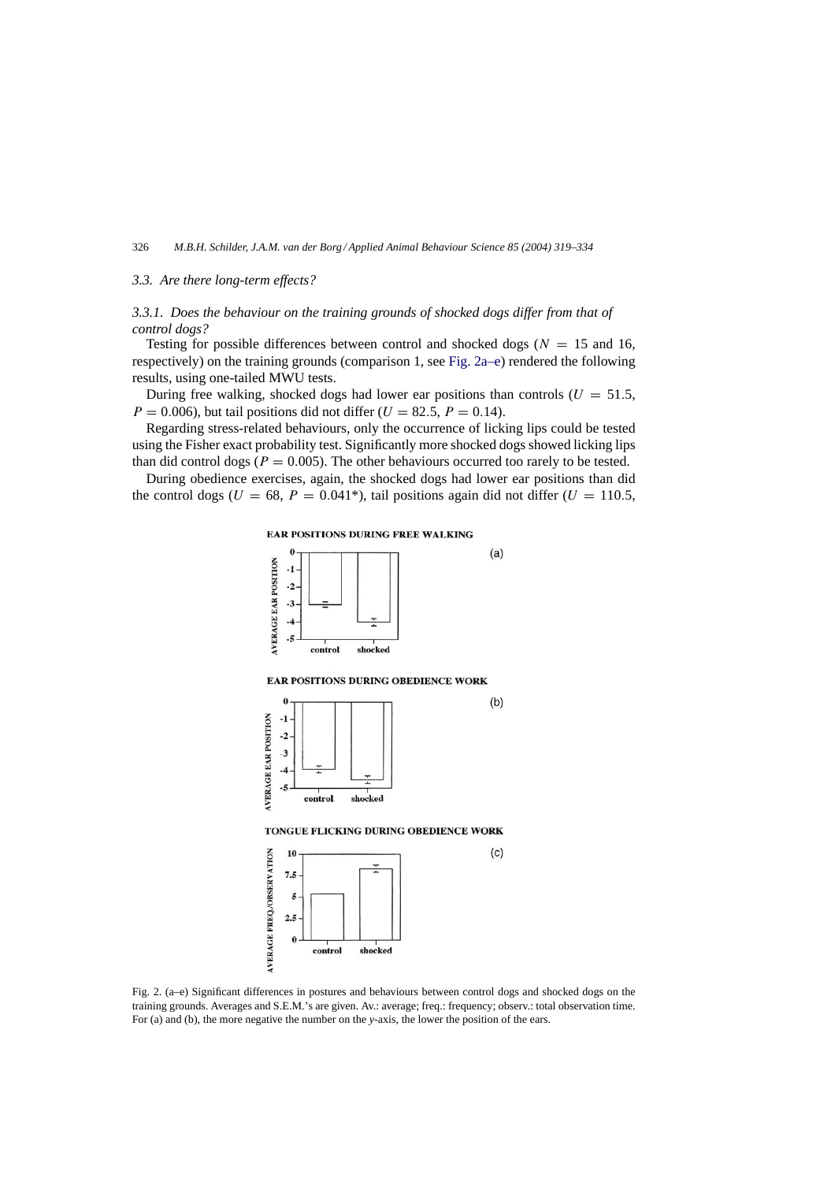### 3.3. Are there long-term effects?

#### 3.3.1. Does the behaviour on the training grounds of shocked dogs differ from that of control dogs?

Testing for possible differences between control and shocked dogs ($N = 15$ and 16, respectively) on the training grounds (comparison 1, see Fig. 2a–e) rendered the following results, using one-tailed MWU tests.

During free walking, shocked dogs had lower ear positions than controls ($U = 51.5$, $P = 0.006$), but tail positions did not differ ($U = 82.5$, $P = 0.14$).

Regarding stress-related behaviours, only the occurrence of licking lips could be tested using the Fisher exact probability test. Significantly more shocked dogs showed licking lips than did control dogs ($P = 0.005$). The other behaviours occurred too rarely to be tested.

During obedience exercises, again, the shocked dogs had lower ear positions than did the control dogs ($U = 68$, $P = 0.041$*), tail positions again did not differ ($U = 110.5$,

EAR POSITIONS DURING FREE WALKING (a)

EAR POSITIONS DURING OBEDIENCE WORK (b)

TONGUE FLICKING DURING OBEDIENCE WORK (c)

Fig. 2. (a–e) Significant differences in postures and behaviours between control dogs and shocked dogs on the training grounds. Averages and S.E.M.'s are given. Av.: average; freq.: frequency; observ.: total observation time. For (a) and (b), the more negative the number on the *y*-axis, the lower the position of the ears.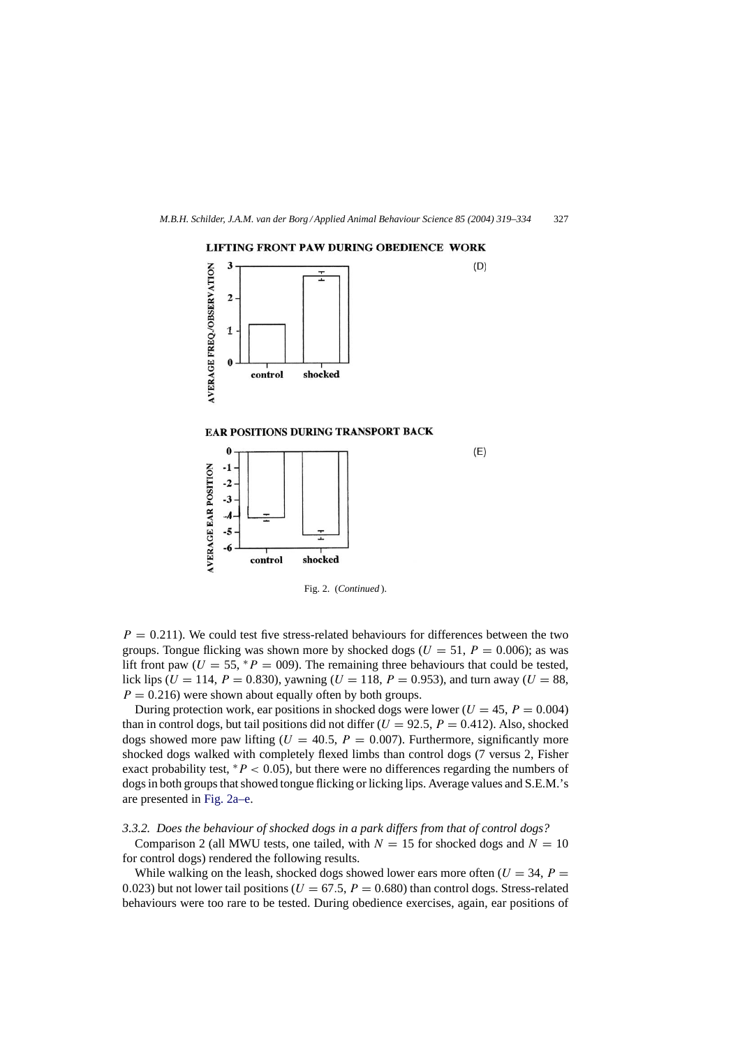LIFTING FRONT PAW DURING OBEDIENCE WORK

(D)

EAR POSITIONS DURING TRANSPORT BACK

(E)

Fig. 2. (*Continued*).

$P = 0.211$). We could test five stress-related behaviours for differences between the two groups. Tongue flicking was shown more by shocked dogs ($U = 51$, $P = 0.006$); as was lift front paw ($U = 55$, $^*P = 009$). The remaining three behaviours that could be tested, lick lips ($U = 114$, $P = 0.830$), yawning ($U = 118$, $P = 0.953$), and turn away ($U = 88$, $P = 0.216$) were shown about equally often by both groups.

During protection work, ear positions in shocked dogs were lower ($U = 45$, $P = 0.004$) than in control dogs, but tail positions did not differ ($U = 92.5$, $P = 0.412$). Also, shocked dogs showed more paw lifting ($U = 40.5$, $P = 0.007$). Furthermore, significantly more shocked dogs walked with completely flexed limbs than control dogs (7 versus 2, Fisher exact probability test, $^*P < 0.05$), but there were no differences regarding the numbers of dogs in both groups that showed tongue flicking or licking lips. Average values and S.E.M.'s are presented in Fig. 2a–e.

### 3.3.2. *Does the behaviour of shocked dogs in a park differs from that of control dogs?*

Comparison 2 (all MWU tests, one tailed, with $N = 15$ for shocked dogs and $N = 10$ for control dogs) rendered the following results.

While walking on the leash, shocked dogs showed lower ears more often ($U = 34$, $P = 0.023$) but not lower tail positions ($U = 67.5$, $P = 0.680$) than control dogs. Stress-related behaviours were too rare to be tested. During obedience exercises, again, ear positions of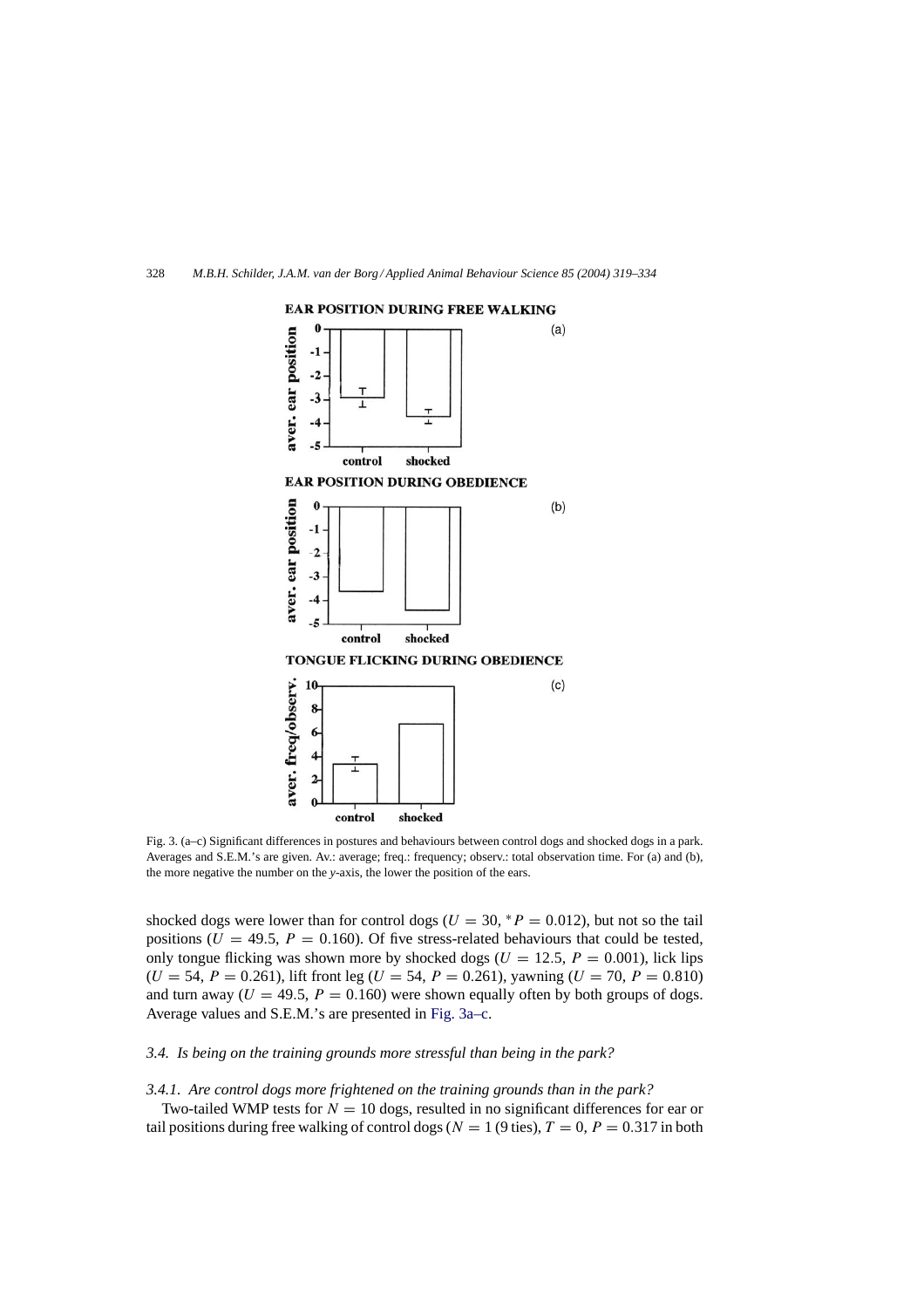Fig. 3. (a–c) Significant differences in postures and behaviours between control dogs and shocked dogs in a park. Averages and S.E.M.'s are given. Av.: average; freq.: frequency; observ.: total observation time. For (a) and (b), the more negative the number on the *y*-axis, the lower the position of the ears.

shocked dogs were lower than for control dogs ($U = 30$, $^{*}P = 0.012$), but not so the tail positions ($U = 49.5$, $P = 0.160$). Of five stress-related behaviours that could be tested, only tongue flicking was shown more by shocked dogs ($U = 12.5$, $P = 0.001$), lick lips ($U = 54$, $P = 0.261$), lift front leg ($U = 54$, $P = 0.261$), yawning ($U = 70$, $P = 0.810$) and turn away ($U = 49.5$, $P = 0.160$) were shown equally often by both groups of dogs. Average values and S.E.M.'s are presented in Fig. 3a–c.

### *3.4. Is being on the training grounds more stressful than being in the park?*

#### *3.4.1. Are control dogs more frightened on the training grounds than in the park?*

Two-tailed WMP tests for $N = 10$ dogs, resulted in no significant differences for ear or tail positions during free walking of control dogs ($N = 1$ (9 ties), $T = 0$, $P = 0.317$ in both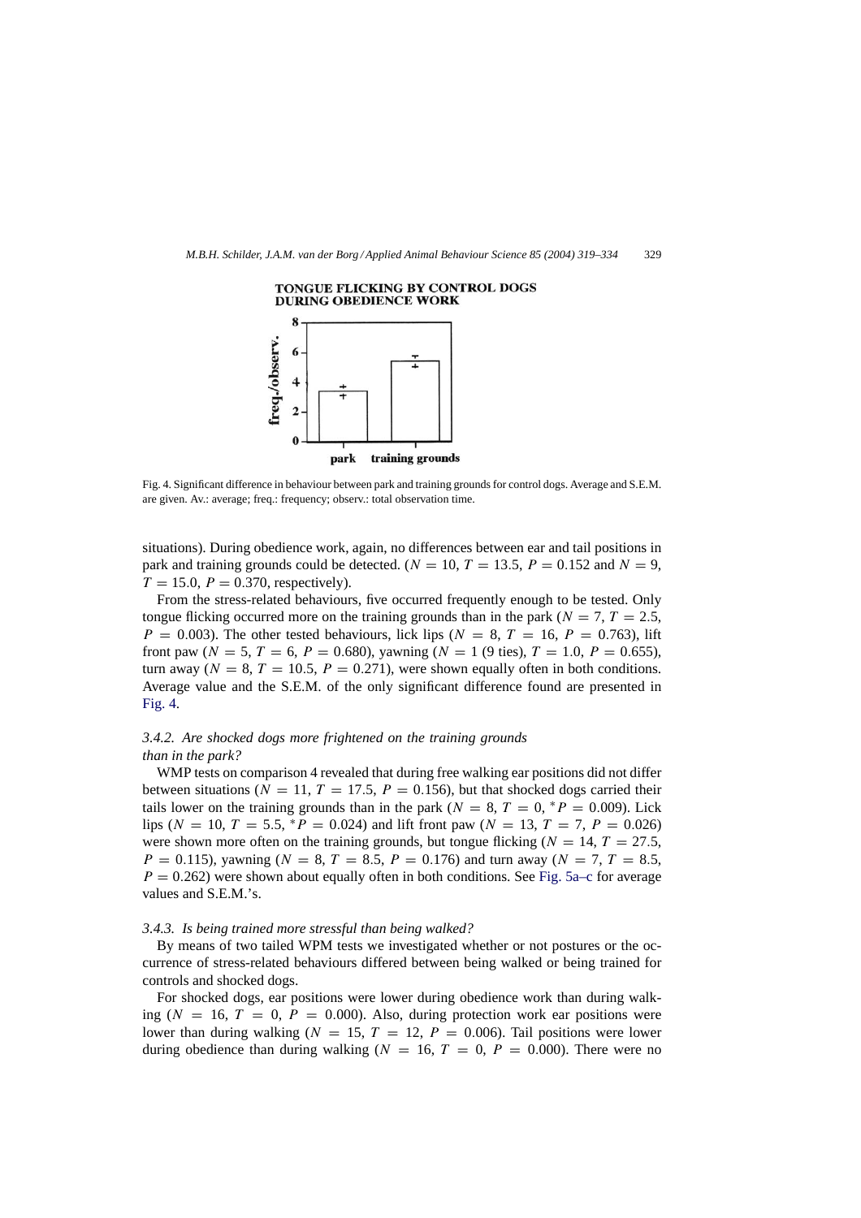Fig. 4. Significant difference in behaviour between park and training grounds for control dogs. Average and S.E.M. are given. Av.: average; freq.: frequency; observ.: total observation time.

situations). During obedience work, again, no differences between ear and tail positions in park and training grounds could be detected. ($N = 10$, $T = 13.5$, $P = 0.152$ and $N = 9$, $T = 15.0$, $P = 0.370$, respectively).

From the stress-related behaviours, five occurred frequently enough to be tested. Only tongue flicking occurred more on the training grounds than in the park ($N = 7$, $T = 2.5$, $P = 0.003$). The other tested behaviours, lick lips ($N = 8$, $T = 16$, $P = 0.763$), lift front paw ($N = 5$, $T = 6$, $P = 0.680$), yawning ($N = 1$ (9 ties), $T = 1.0$, $P = 0.655$), turn away ($N = 8$, $T = 10.5$, $P = 0.271$), were shown equally often in both conditions. Average value and the S.E.M. of the only significant difference found are presented in Fig. 4.

### *3.4.2. Are shocked dogs more frightened on the training grounds than in the park?*

WMP tests on comparison 4 revealed that during free walking ear positions did not differ between situations ($N = 11$, $T = 17.5$, $P = 0.156$), but that shocked dogs carried their tails lower on the training grounds than in the park ($N = 8$, $T = 0$, $^{*}P = 0.009$). Lick lips ($N = 10$, $T = 5.5$, $^{*}P = 0.024$) and lift front paw ($N = 13$, $T = 7$, $P = 0.026$) were shown more often on the training grounds, but tongue flicking ($N = 14$, $T = 27.5$, $P = 0.115$), yawning ($N = 8$, $T = 8.5$, $P = 0.176$) and turn away ($N = 7$, $T = 8.5$, $P = 0.262$) were shown about equally often in both conditions. See Fig. 5a–c for average values and S.E.M.'s.

### *3.4.3. Is being trained more stressful than being walked?*

By means of two tailed WPM tests we investigated whether or not postures or the occurrence of stress-related behaviours differed between being walked or being trained for controls and shocked dogs.

For shocked dogs, ear positions were lower during obedience work than during walking ($N = 16$, $T = 0$, $P = 0.000$). Also, during protection work ear positions were lower than during walking ($N = 15$, $T = 12$, $P = 0.006$). Tail positions were lower during obedience than during walking ($N = 16$, $T = 0$, $P = 0.000$). There were no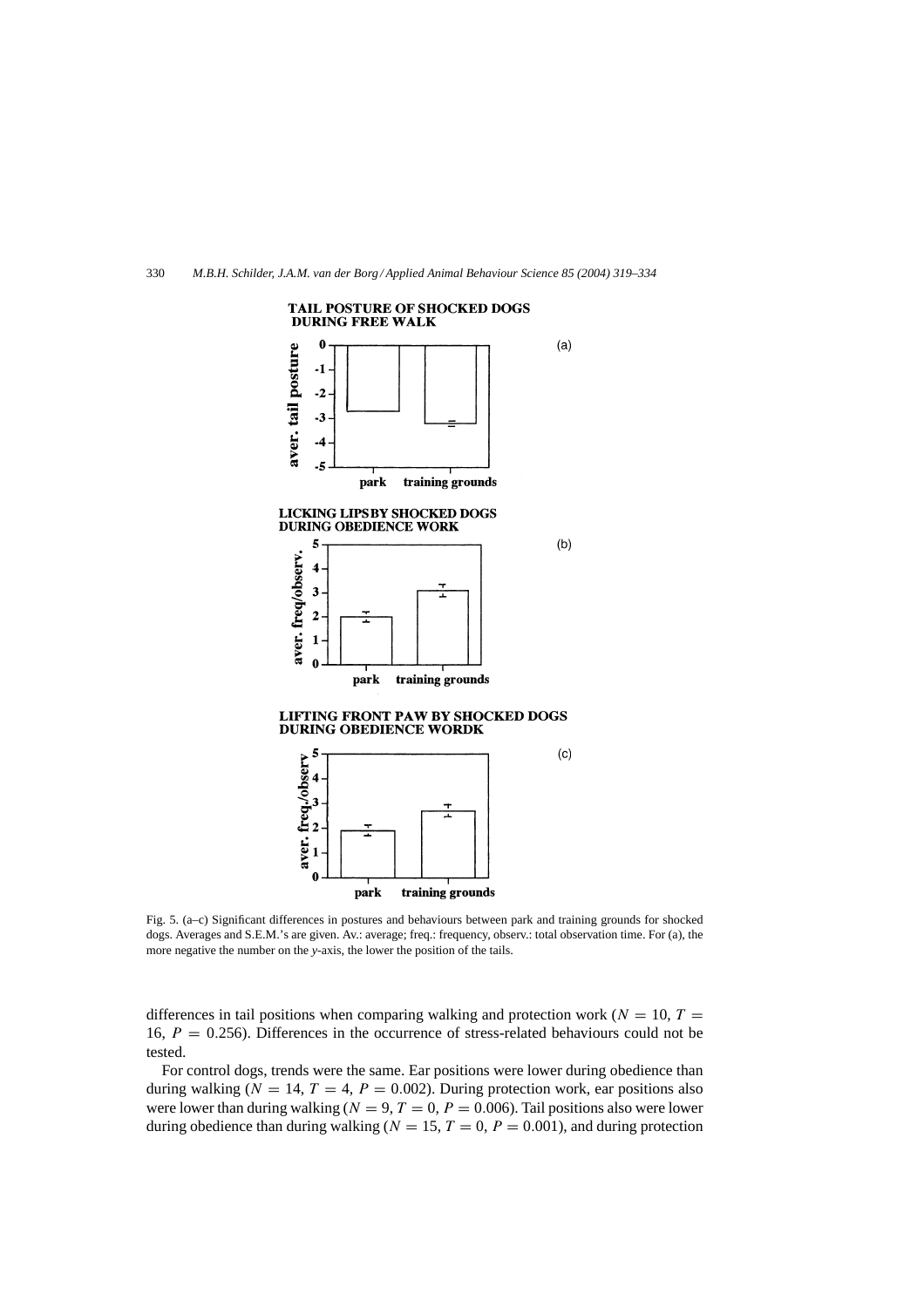Fig. 5. (a–c) Significant differences in postures and behaviours between park and training grounds for shocked dogs. Averages and S.E.M.'s are given. Av.: average; freq.: frequency, observ.: total observation time. For (a), the more negative the number on the *y*-axis, the lower the position of the tails.

differences in tail positions when comparing walking and protection work ($N = 10$, $T = 16$, $P = 0.256$). Differences in the occurrence of stress-related behaviours could not be tested.

For control dogs, trends were the same. Ear positions were lower during obedience than during walking ($N = 14$, $T = 4$, $P = 0.002$). During protection work, ear positions also were lower than during walking ($N = 9$, $T = 0$, $P = 0.006$). Tail positions also were lower during obedience than during walking ($N = 15$, $T = 0$, $P = 0.001$), and during protection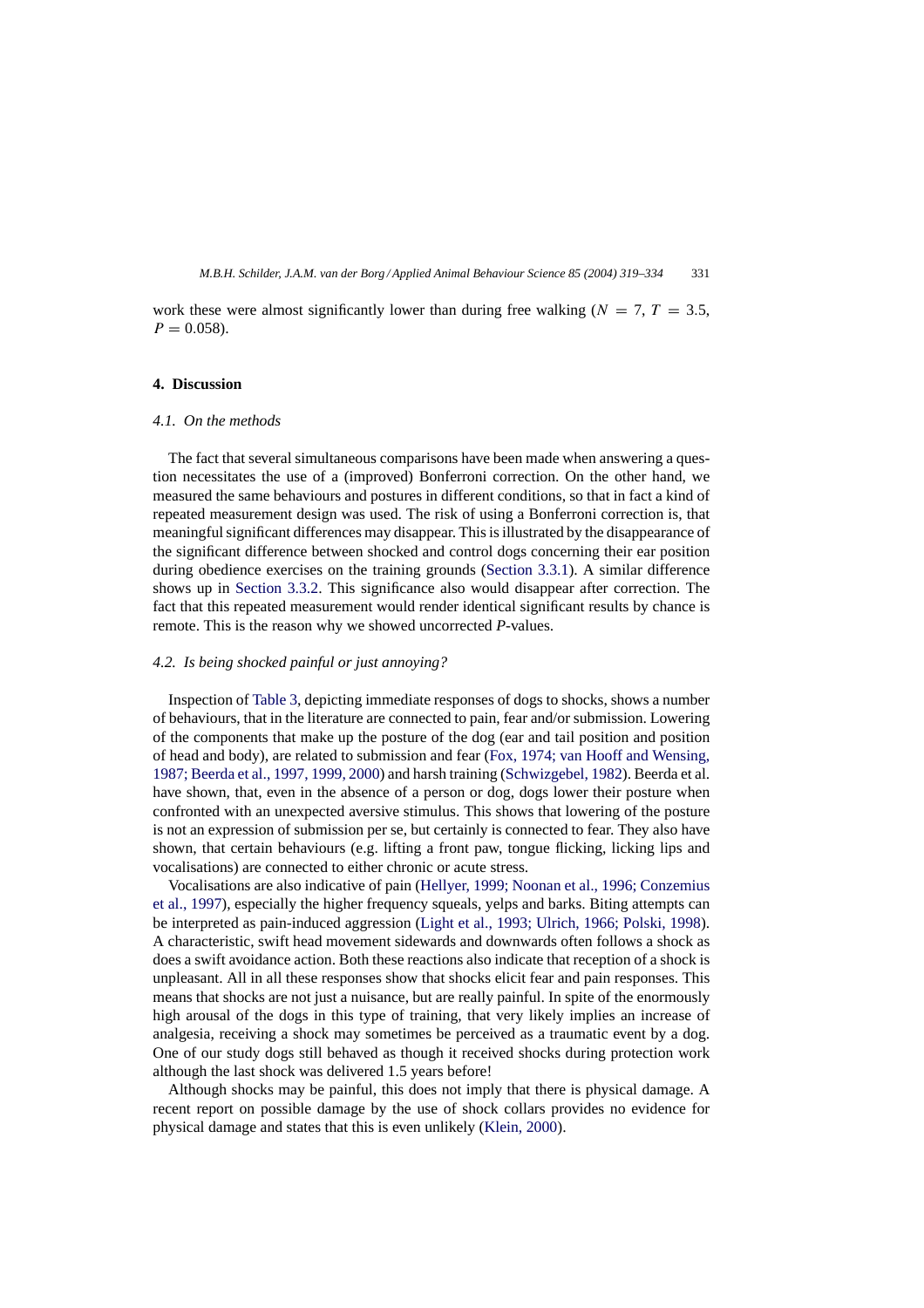work these were almost significantly lower than during free walking ($N = 7$, $T = 3.5$, $P = 0.058$).

## 4. Discussion

### 4.1. On the methods

The fact that several simultaneous comparisons have been made when answering a question necessitates the use of a (improved) Bonferroni correction. On the other hand, we measured the same behaviours and postures in different conditions, so that in fact a kind of repeated measurement design was used. The risk of using a Bonferroni correction is, that meaningful significant differences may disappear. This is illustrated by the disappearance of the significant difference between shocked and control dogs concerning their ear position during obedience exercises on the training grounds (Section 3.3.1). A similar difference shows up in Section 3.3.2. This significance also would disappear after correction. The fact that this repeated measurement would render identical significant results by chance is remote. This is the reason why we showed uncorrected *P*-values.

### 4.2. Is being shocked painful or just annoying?

Inspection of Table 3, depicting immediate responses of dogs to shocks, shows a number of behaviours, that in the literature are connected to pain, fear and/or submission. Lowering of the components that make up the posture of the dog (ear and tail position and position of head and body), are related to submission and fear (Fox, 1974; van Hooff and Wensing, 1987; Beerda et al., 1997, 1999, 2000) and harsh training (Schwizgebel, 1982). Beerda et al. have shown, that, even in the absence of a person or dog, dogs lower their posture when confronted with an unexpected aversive stimulus. This shows that lowering of the posture is not an expression of submission per se, but certainly is connected to fear. They also have shown, that certain behaviours (e.g. lifting a front paw, tongue flicking, licking lips and vocalisations) are connected to either chronic or acute stress.

Vocalisations are also indicative of pain (Hellyer, 1999; Noonan et al., 1996; Conzemius et al., 1997), especially the higher frequency squeals, yelps and barks. Biting attempts can be interpreted as pain-induced aggression (Light et al., 1993; Ulrich, 1966; Polski, 1998). A characteristic, swift head movement sidewards and downwards often follows a shock as does a swift avoidance action. Both these reactions also indicate that reception of a shock is unpleasant. All in all these responses show that shocks elicit fear and pain responses. This means that shocks are not just a nuisance, but are really painful. In spite of the enormously high arousal of the dogs in this type of training, that very likely implies an increase of analgesia, receiving a shock may sometimes be perceived as a traumatic event by a dog. One of our study dogs still behaved as though it received shocks during protection work although the last shock was delivered 1.5 years before!

Although shocks may be painful, this does not imply that there is physical damage. A recent report on possible damage by the use of shock collars provides no evidence for physical damage and states that this is even unlikely (Klein, 2000).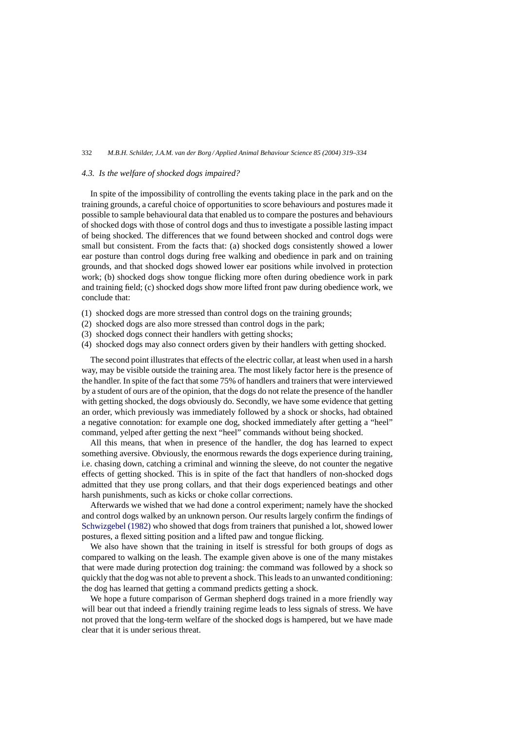### 4.3. *Is the welfare of shocked dogs impaired?*

In spite of the impossibility of controlling the events taking place in the park and on the training grounds, a careful choice of opportunities to score behaviours and postures made it possible to sample behavioural data that enabled us to compare the postures and behaviours of shocked dogs with those of control dogs and thus to investigate a possible lasting impact of being shocked. The differences that we found between shocked and control dogs were small but consistent. From the facts that: (a) shocked dogs consistently showed a lower ear posture than control dogs during free walking and obedience in park and on training grounds, and that shocked dogs showed lower ear positions while involved in protection work; (b) shocked dogs show tongue flicking more often during obedience work in park and training field; (c) shocked dogs show more lifted front paw during obedience work, we conclude that:

(1) shocked dogs are more stressed than control dogs on the training grounds;
(2) shocked dogs are also more stressed than control dogs in the park;
(3) shocked dogs connect their handlers with getting shocks;
(4) shocked dogs may also connect orders given by their handlers with getting shocked.

The second point illustrates that effects of the electric collar, at least when used in a harsh way, may be visible outside the training area. The most likely factor here is the presence of the handler. In spite of the fact that some 75% of handlers and trainers that were interviewed by a student of ours are of the opinion, that the dogs do not relate the presence of the handler with getting shocked, the dogs obviously do. Secondly, we have some evidence that getting an order, which previously was immediately followed by a shock or shocks, had obtained a negative connotation: for example one dog, shocked immediately after getting a "heel" command, yelped after getting the next "heel" commands without being shocked.

All this means, that when in presence of the handler, the dog has learned to expect something aversive. Obviously, the enormous rewards the dogs experience during training, i.e. chasing down, catching a criminal and winning the sleeve, do not counter the negative effects of getting shocked. This is in spite of the fact that handlers of non-shocked dogs admitted that they use prong collars, and that their dogs experienced beatings and other harsh punishments, such as kicks or choke collar corrections.

Afterwards we wished that we had done a control experiment; namely have the shocked and control dogs walked by an unknown person. Our results largely confirm the findings of Schwizgebel (1982) who showed that dogs from trainers that punished a lot, showed lower postures, a flexed sitting position and a lifted paw and tongue flicking.

We also have shown that the training in itself is stressful for both groups of dogs as compared to walking on the leash. The example given above is one of the many mistakes that were made during protection dog training: the command was followed by a shock so quickly that the dog was not able to prevent a shock. This leads to an unwanted conditioning: the dog has learned that getting a command predicts getting a shock.

We hope a future comparison of German shepherd dogs trained in a more friendly way will bear out that indeed a friendly training regime leads to less signals of stress. We have not proved that the long-term welfare of the shocked dogs is hampered, but we have made clear that it is under serious threat.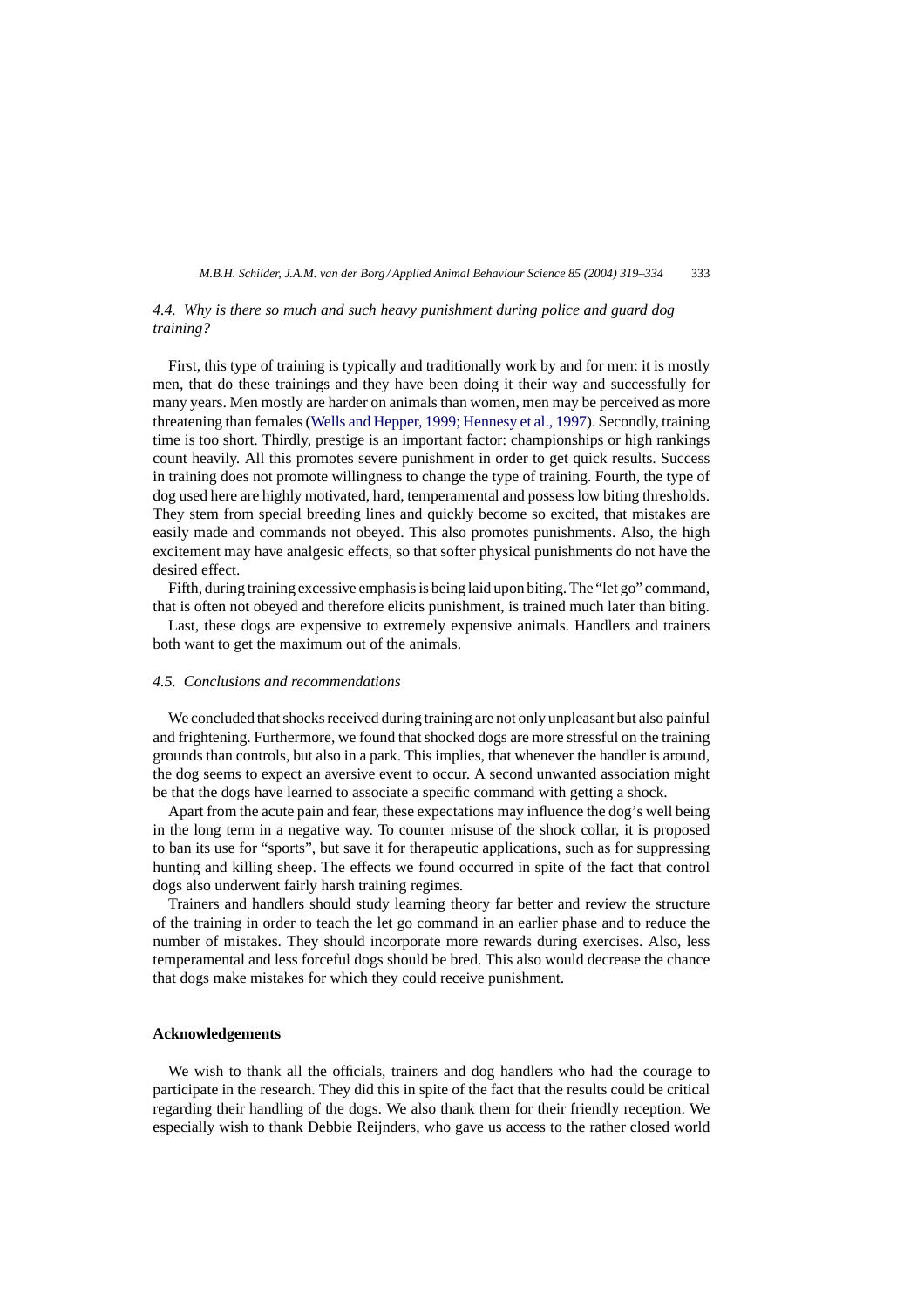### 4.4. *Why is there so much and such heavy punishment during police and guard dog training?*

First, this type of training is typically and traditionally work by and for men: it is mostly men, that do these trainings and they have been doing it their way and successfully for many years. Men mostly are harder on animals than women, men may be perceived as more threatening than females (Wells and Hepper, 1999; Hennesy et al., 1997). Secondly, training time is too short. Thirdly, prestige is an important factor: championships or high rankings count heavily. All this promotes severe punishment in order to get quick results. Success in training does not promote willingness to change the type of training. Fourth, the type of dog used here are highly motivated, hard, temperamental and possess low biting thresholds. They stem from special breeding lines and quickly become so excited, that mistakes are easily made and commands not obeyed. This also promotes punishments. Also, the high excitement may have analgesic effects, so that softer physical punishments do not have the desired effect.

Fifth, during training excessive emphasis is being laid upon biting. The "let go" command, that is often not obeyed and therefore elicits punishment, is trained much later than biting.

Last, these dogs are expensive to extremely expensive animals. Handlers and trainers both want to get the maximum out of the animals.

### 4.5. *Conclusions and recommendations*

We concluded that shocks received during training are not only unpleasant but also painful and frightening. Furthermore, we found that shocked dogs are more stressful on the training grounds than controls, but also in a park. This implies, that whenever the handler is around, the dog seems to expect an aversive event to occur. A second unwanted association might be that the dogs have learned to associate a specific command with getting a shock.

Apart from the acute pain and fear, these expectations may influence the dog's well being in the long term in a negative way. To counter misuse of the shock collar, it is proposed to ban its use for "sports", but save it for therapeutic applications, such as for suppressing hunting and killing sheep. The effects we found occurred in spite of the fact that control dogs also underwent fairly harsh training regimes.

Trainers and handlers should study learning theory far better and review the structure of the training in order to teach the let go command in an earlier phase and to reduce the number of mistakes. They should incorporate more rewards during exercises. Also, less temperamental and less forceful dogs should be bred. This also would decrease the chance that dogs make mistakes for which they could receive punishment.

## Acknowledgements

We wish to thank all the officials, trainers and dog handlers who had the courage to participate in the research. They did this in spite of the fact that the results could be critical regarding their handling of the dogs. We also thank them for their friendly reception. We especially wish to thank Debbie Reijnders, who gave us access to the rather closed world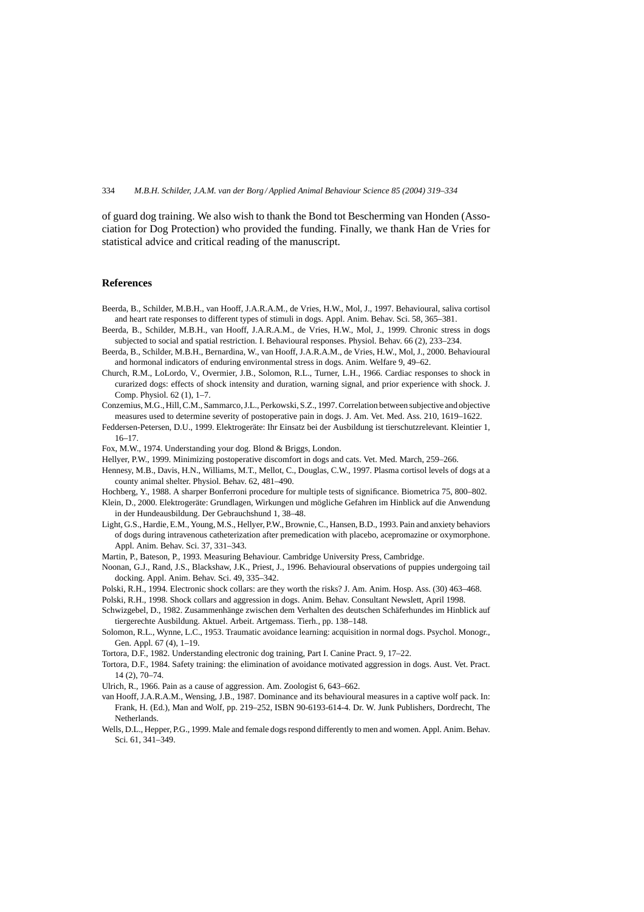of guard dog training. We also wish to thank the Bond tot Bescherming van Honden (Association for Dog Protection) who provided the funding. Finally, we thank Han de Vries for statistical advice and critical reading of the manuscript.

## References

Beerda, B., Schilder, M.B.H., van Hooff, J.A.R.A.M., de Vries, H.W., Mol, J., 1997. Behavioural, saliva cortisol and heart rate responses to different types of stimuli in dogs. Appl. Anim. Behav. Sci. 58, 365–381.

Beerda, B., Schilder, M.B.H., van Hooff, J.A.R.A.M., de Vries, H.W., Mol, J., 1999. Chronic stress in dogs subjected to social and spatial restriction. I. Behavioural responses. Physiol. Behav. 66 (2), 233–234.

Beerda, B., Schilder, M.B.H., Bernardina, W., van Hooff, J.A.R.A.M., de Vries, H.W., Mol, J., 2000. Behavioural and hormonal indicators of enduring environmental stress in dogs. Anim. Welfare 9, 49–62.

Church, R.M., LoLordo, V., Overmier, J.B., Solomon, R.L., Turner, L.H., 1966. Cardiac responses to shock in curarized dogs: effects of shock intensity and duration, warning signal, and prior experience with shock. J. Comp. Physiol. 62 (1), 1–7.

Conzemius, M.G., Hill, C.M., Sammarco, J.L., Perkowski, S.Z., 1997. Correlation between subjective and objective measures used to determine severity of postoperative pain in dogs. J. Am. Vet. Med. Ass. 210, 1619–1622.

Feddersen-Petersen, D.U., 1999. Elektrogeräte: Ihr Einsatz bei der Ausbildung ist tierschutzrelevant. Kleintier 1, 16–17.

Fox, M.W., 1974. Understanding your dog. Blond & Briggs, London.

Hellyer, P.W., 1999. Minimizing postoperative discomfort in dogs and cats. Vet. Med. March, 259–266.

Hennesy, M.B., Davis, H.N., Williams, M.T., Mellot, C., Douglas, C.W., 1997. Plasma cortisol levels of dogs at a county animal shelter. Physiol. Behav. 62, 481–490.

Hochberg, Y., 1988. A sharper Bonferroni procedure for multiple tests of significance. Biometrica 75, 800–802.

Klein, D., 2000. Elektrogeräte: Grundlagen, Wirkungen und mögliche Gefahren im Hinblick auf die Anwendung in der Hundeausbildung. Der Gebrauchshund 1, 38–48.

Light, G.S., Hardie, E.M., Young, M.S., Hellyer, P.W., Brownie, C., Hansen, B.D., 1993. Pain and anxiety behaviors of dogs during intravenous catheterization after premedication with placebo, acepromazine or oxymorphone. Appl. Anim. Behav. Sci. 37, 331–343.

Martin, P., Bateson, P., 1993. Measuring Behaviour. Cambridge University Press, Cambridge.

Noonan, G.J., Rand, J.S., Blackshaw, J.K., Priest, J., 1996. Behavioural observations of puppies undergoing tail docking. Appl. Anim. Behav. Sci. 49, 335–342.

Polski, R.H., 1994. Electronic shock collars: are they worth the risks? J. Am. Anim. Hosp. Ass. (30) 463–468.

Polski, R.H., 1998. Shock collars and aggression in dogs. Anim. Behav. Consultant Newslett, April 1998.

Schwizgebel, D., 1982. Zusammenhänge zwischen dem Verhalten des deutschen Schäferhundes im Hinblick auf tiergerechte Ausbildung. Aktuel. Arbeit. Artgemass. Tierh., pp. 138–148.

Solomon, R.L., Wynne, L.C., 1953. Traumatic avoidance learning: acquisition in normal dogs. Psychol. Monogr., Gen. Appl. 67 (4), 1–19.

Tortora, D.F., 1982. Understanding electronic dog training, Part I. Canine Pract. 9, 17–22.

Tortora, D.F., 1984. Safety training: the elimination of avoidance motivated aggression in dogs. Aust. Vet. Pract. 14 (2), 70–74.

Ulrich, R., 1966. Pain as a cause of aggression. Am. Zoologist 6, 643–662.

van Hooff, J.A.R.A.M., Wensing, J.B., 1987. Dominance and its behavioural measures in a captive wolf pack. In: Frank, H. (Ed.), Man and Wolf, pp. 219–252, ISBN 90-6193-614-4. Dr. W. Junk Publishers, Dordrecht, The Netherlands.

Wells, D.L., Hepper, P.G., 1999. Male and female dogs respond differently to men and women. Appl. Anim. Behav. Sci. 61, 341–349.